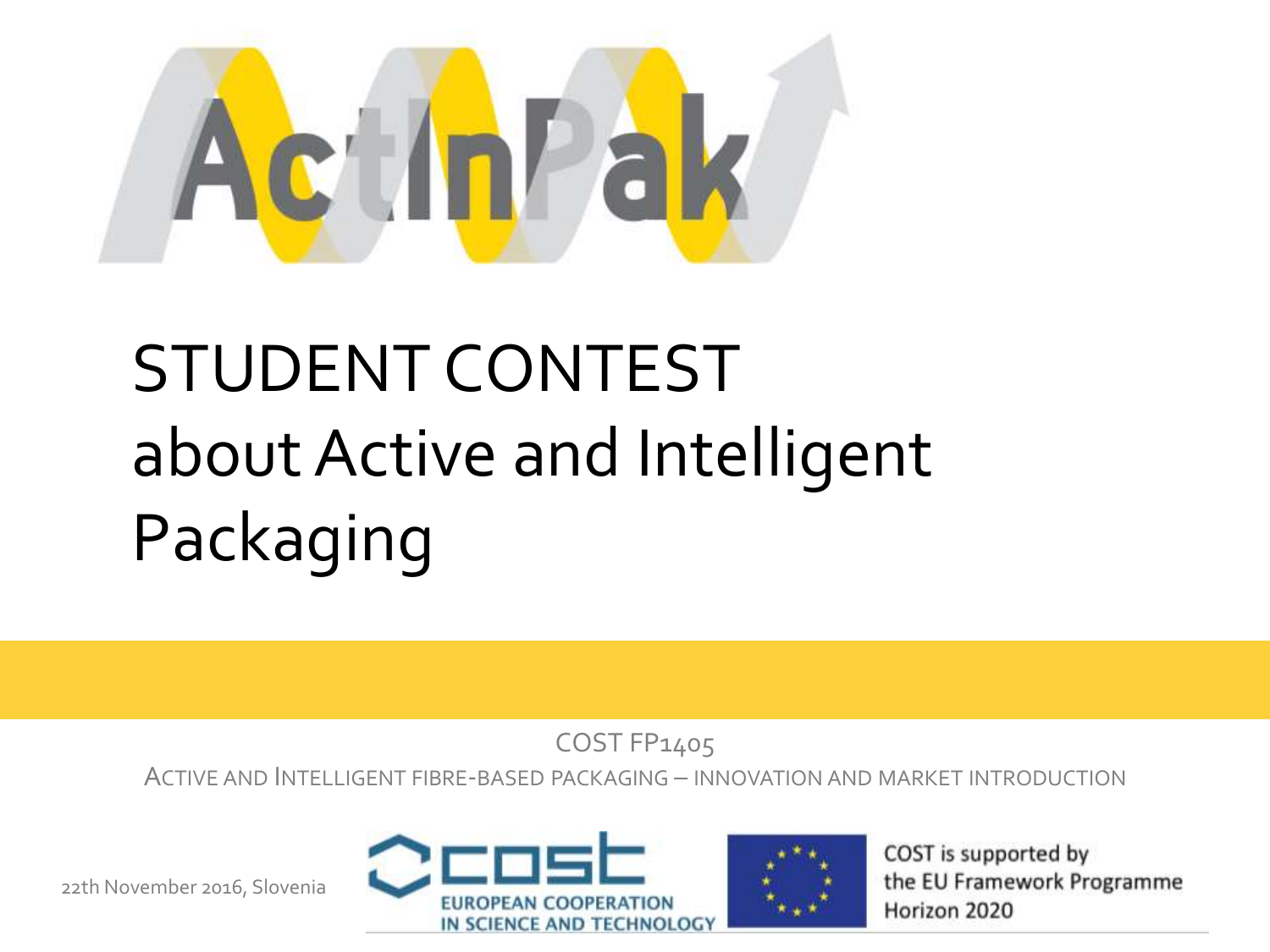ActInPak

# STUDENT CONTEST about Active and Intelligent Packaging

COST FP1405

ACTIVE AND INTELLIGENT FIBRE-BASED PACKAGING – INNOVATION AND MARKET INTRODUCTION

22th November 2016, Slovenia

COST EUROPEAN COOPERATION IN SCIENCE AND TECHNOLOGY

COST is supported by the EU Framework Programme Horizon 2020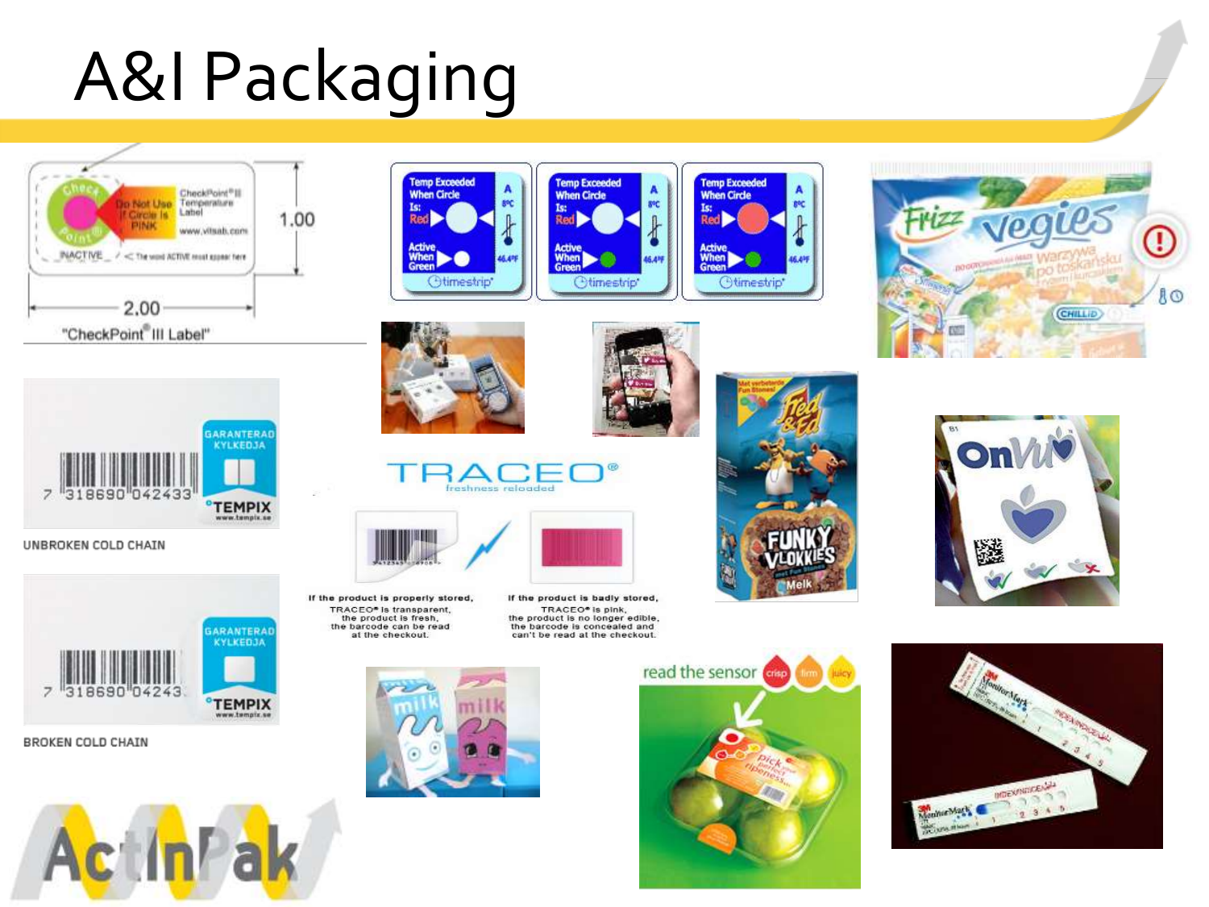# A&I Packaging

"CheckPoint® III Label"

UNBROKEN COLD CHAIN

BROKEN COLD CHAIN

TRACEO® freshness reloaded

If the product is properly stored, TRACEO® is transparent, the product is fresh, the barcode can be read at the checkout.

If the product is badly stored, TRACEO® is pink, the product is no longer edible, the barcode is concealed and can't be read at the checkout.

read the sensor crisp firm juicy

ActInPak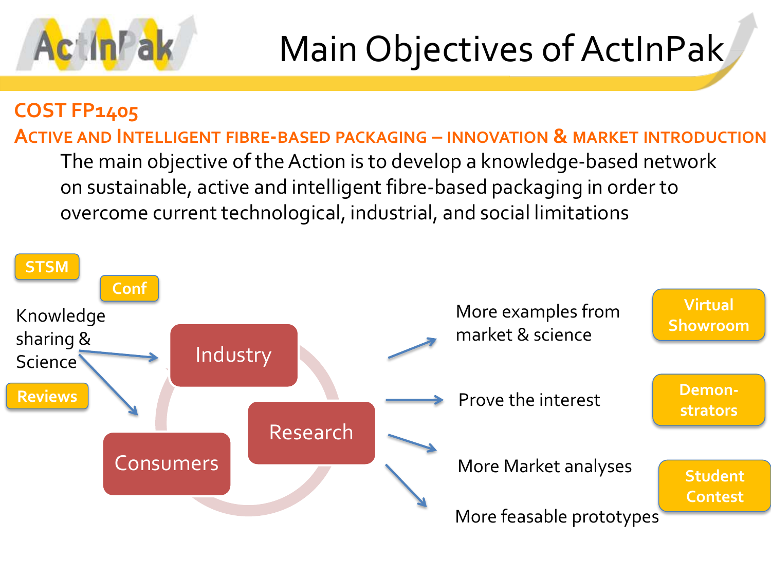# Main Objectives of ActInPak

## COST FP1405

### Active and Intelligent fibre-based packaging – innovation & market introduction

The main objective of the Action is to develop a knowledge-based network on sustainable, active and intelligent fibre-based packaging in order to overcome current technological, industrial, and social limitations

STSM

Conf

Knowledge sharing & Science

Reviews

Industry

Research

Consumers

More examples from market & science

Virtual Showroom

Prove the interest

Demon-strators

More Market analyses

Student Contest

More feasable prototypes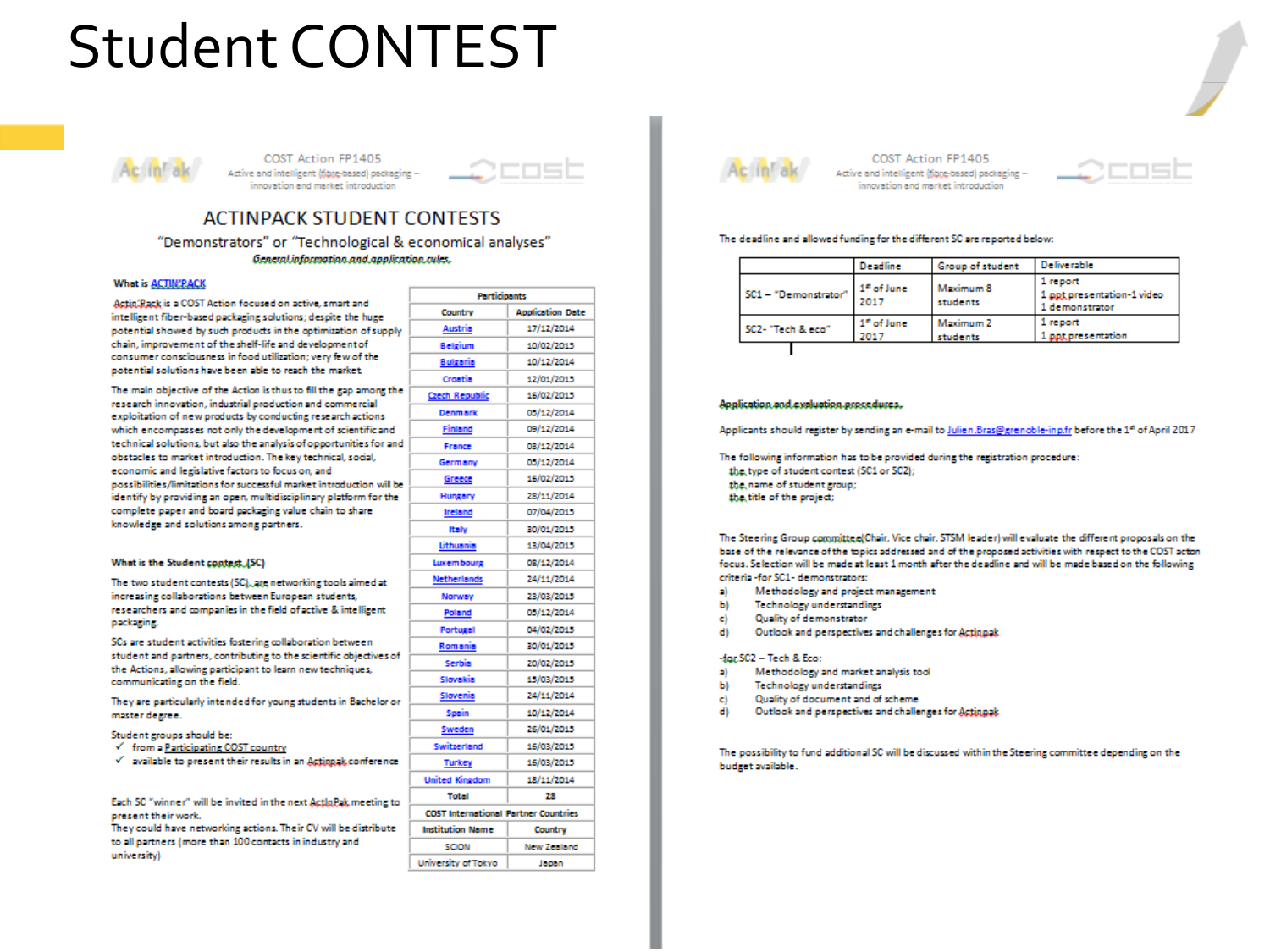# Student CONTEST

COST Action FP1405
Active and intelligent (fibre-based) packaging – innovation and market introduction

## ACTINPACK STUDENT CONTESTS

"Demonstrators" or "Technological & economical analyses"

*General information and application rules.*

**What is ACTIN'PACK**

ActinPack is a COST Action focused on active, smart and intelligent fiber-based packaging solutions; despite the huge potential showed by such products in the optimization of supply chain, improvement of the shelf-life and development of consumer consciousness in food utilization; very few of the potential solutions have been able to reach the market.

The main objective of the Action is thus to fill the gap among the research innovation, industrial production and commercial exploitation of new products by conducting research actions which encompasses not only the development of scientific and technical solutions, but also the analysis of opportunities for and obstacles to market introduction. The key technical, social, economic and legislative factors to focus on, and possibilities/limitations for successful market introduction will be identify by providing an open, multidisciplinary platform for the complete paper and board packaging value chain to share knowledge and solutions among partners.

**What is the Student contest (SC)**

The two student contests (SC), are networking tools aimed at increasing collaborations between European students, researchers and companies in the field of active & intelligent packaging.

SCs are student activities fostering collaboration between student and partners, contributing to the scientific objectives of the Actions, allowing participant to learn new techniques, communicating on the field.

They are particularly intended for young students in Bachelor or master degree.

Student groups should be:
- ✓ from a Participating COST country
- ✓ available to present their results in an Actinpak conference

Each SC "winner" will be invited in the next ActInPak meeting to present their work.
They could have networking actions. Their CV will be distribute to all partners (more than 100 contacts in industry and university)

| Participants | |
|---|---|
| Country | Application Date |
| Austria | 17/12/2014 |
| Belgium | 10/02/2015 |
| Bulgaria | 10/12/2014 |
| Croatia | 12/01/2015 |
| Czech Republic | 16/02/2015 |
| Denmark | 05/12/2014 |
| Finland | 09/12/2014 |
| France | 03/12/2014 |
| Germany | 05/12/2014 |
| Greece | 16/02/2015 |
| Hungary | 28/11/2014 |
| Ireland | 07/04/2015 |
| Italy | 30/01/2015 |
| Lithuania | 13/04/2015 |
| Luxembourg | 08/12/2014 |
| Netherlands | 24/11/2014 |
| Norway | 23/03/2015 |
| Poland | 05/12/2014 |
| Portugal | 04/02/2015 |
| Romania | 30/01/2015 |
| Serbia | 20/02/2015 |
| Slovakia | 15/03/2015 |
| Slovenia | 24/11/2014 |
| Spain | 10/12/2014 |
| Sweden | 26/01/2015 |
| Switzerland | 16/03/2015 |
| Turkey | 16/03/2015 |
| United Kingdom | 18/11/2014 |
| Total | 28 |
| COST International Partner Countries | |
| Institution Name | Country |
| SCION | New Zealand |
| University of Tokyo | Japan |

COST Action FP1405
Active and intelligent (fibre-based) packaging – innovation and market introduction

The deadline and allowed funding for the different SC are reported below:

| | Deadline | Group of student | Deliverable |
|---|---|---|---|
| SC1 – "Demonstrator" | 1st of June 2017 | Maximum 8 students | 1 report<br>1 ppt presentation-1 video<br>1 demonstrator |
| SC2- "Tech & eco" | 1st of June 2017 | Maximum 2 students | 1 report<br>1 ppt presentation |

*Application and evaluation procedures.*

Applicants should register by sending an e-mail to Julien.Bras@grenoble-inp.fr before the 1st of April 2017

The following information has to be provided during the registration procedure:
- the type of student contest (SC1 or SC2);
- the name of student group;
- the title of the project;

The Steering Group committee (Chair, Vice chair, STSM leader) will evaluate the different proposals on the base of the relevance of the topics addressed and of the proposed activities with respect to the COST action focus. Selection will be made at least 1 month after the deadline and will be made based on the following criteria -for SC1- demonstrators:

a) Methodology and project management
b) Technology understandings
c) Quality of demonstrator
d) Outlook and perspectives and challenges for Actinpak

-for SC2 – Tech & Eco:

a) Methodology and market analysis tool
b) Technology understandings
c) Quality of document and of scheme
d) Outlook and perspectives and challenges for Actinpak

The possibility to fund additional SC will be discussed within the Steering committee depending on the budget available.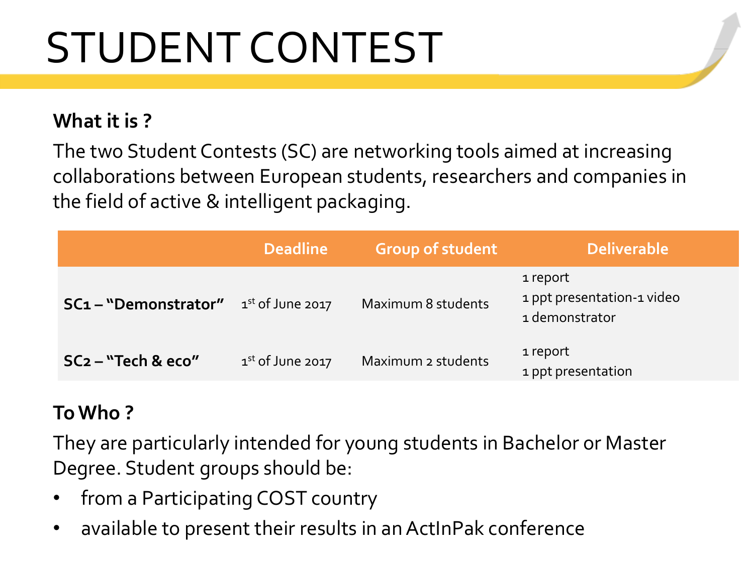# STUDENT CONTEST

**What it is ?**

The two Student Contests (SC) are networking tools aimed at increasing collaborations between European students, researchers and companies in the field of active & intelligent packaging.

| | Deadline | Group of student | Deliverable |
|---|---|---|---|
| **SC1 – "Demonstrator"** | 1st of June 2017 | Maximum 8 students | 1 report<br>1 ppt presentation-1 video<br>1 demonstrator |
| **SC2 – "Tech & eco"** | 1st of June 2017 | Maximum 2 students | 1 report<br>1 ppt presentation |

**To Who ?**

They are particularly intended for young students in Bachelor or Master Degree. Student groups should be:

- from a Participating COST country
- available to present their results in an ActInPak conference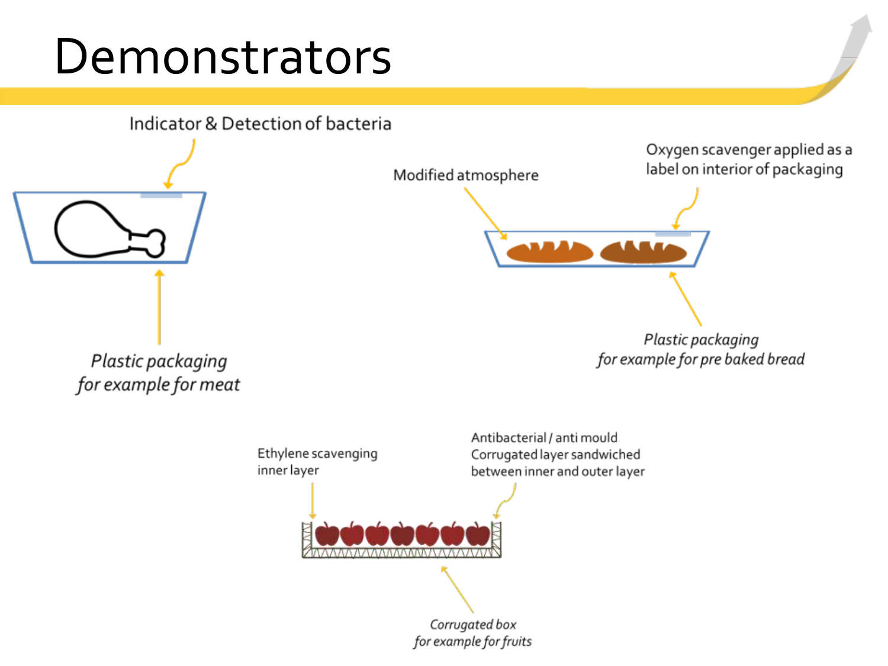# Demonstrators

Indicator & Detection of bacteria

*Plastic packaging*
*for example for meat*

Modified atmosphere

Oxygen scavenger applied as a label on interior of packaging

*Plastic packaging*
*for example for pre baked bread*

Ethylene scavenging inner layer

Antibacterial / anti mould Corrugated layer sandwiched between inner and outer layer

*Corrugated box*
*for example for fruits*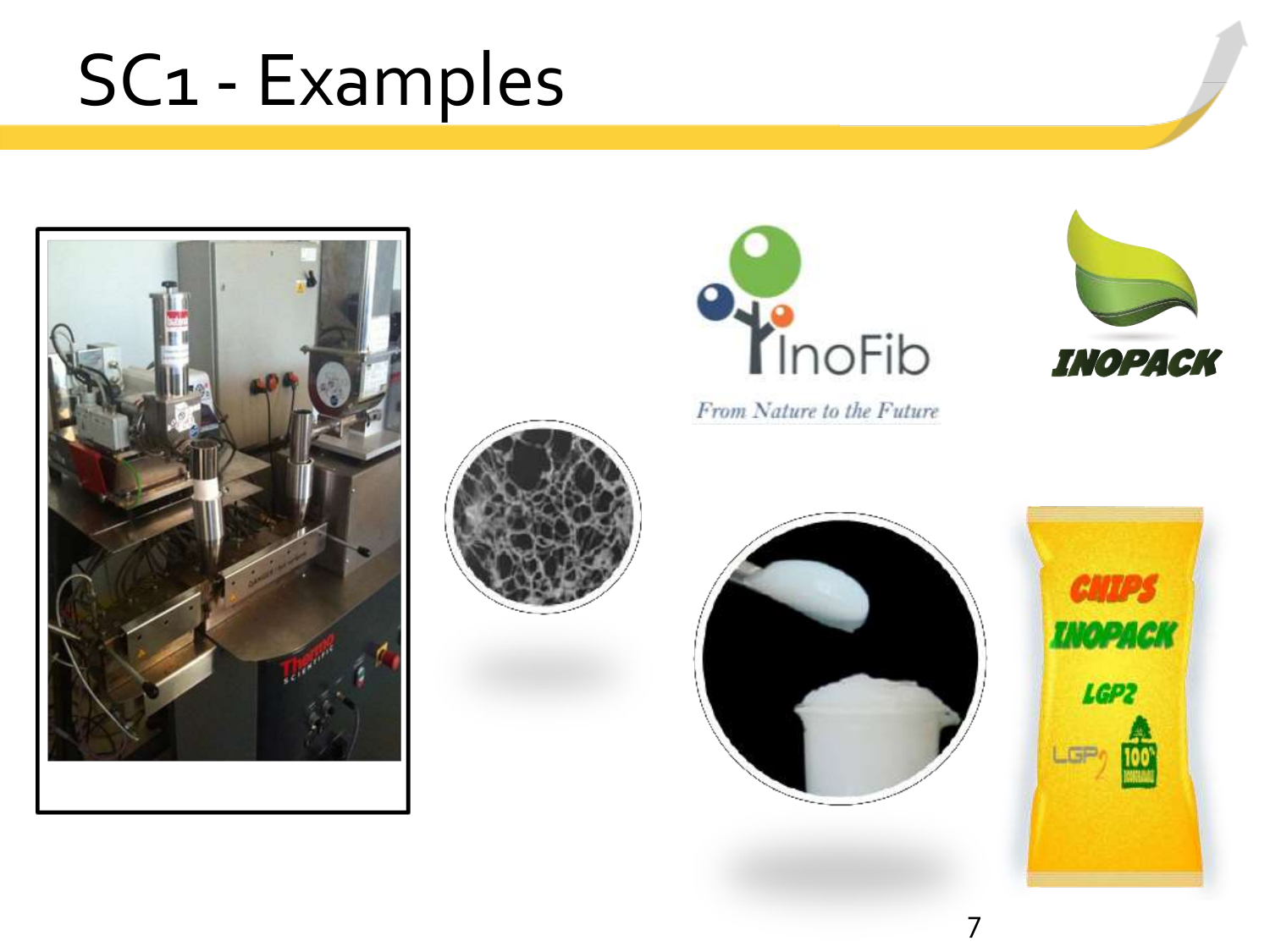# SC1 - Examples

InoFib

*From Nature to the Future*

INOPACK

CHIPS INOPACK LGP2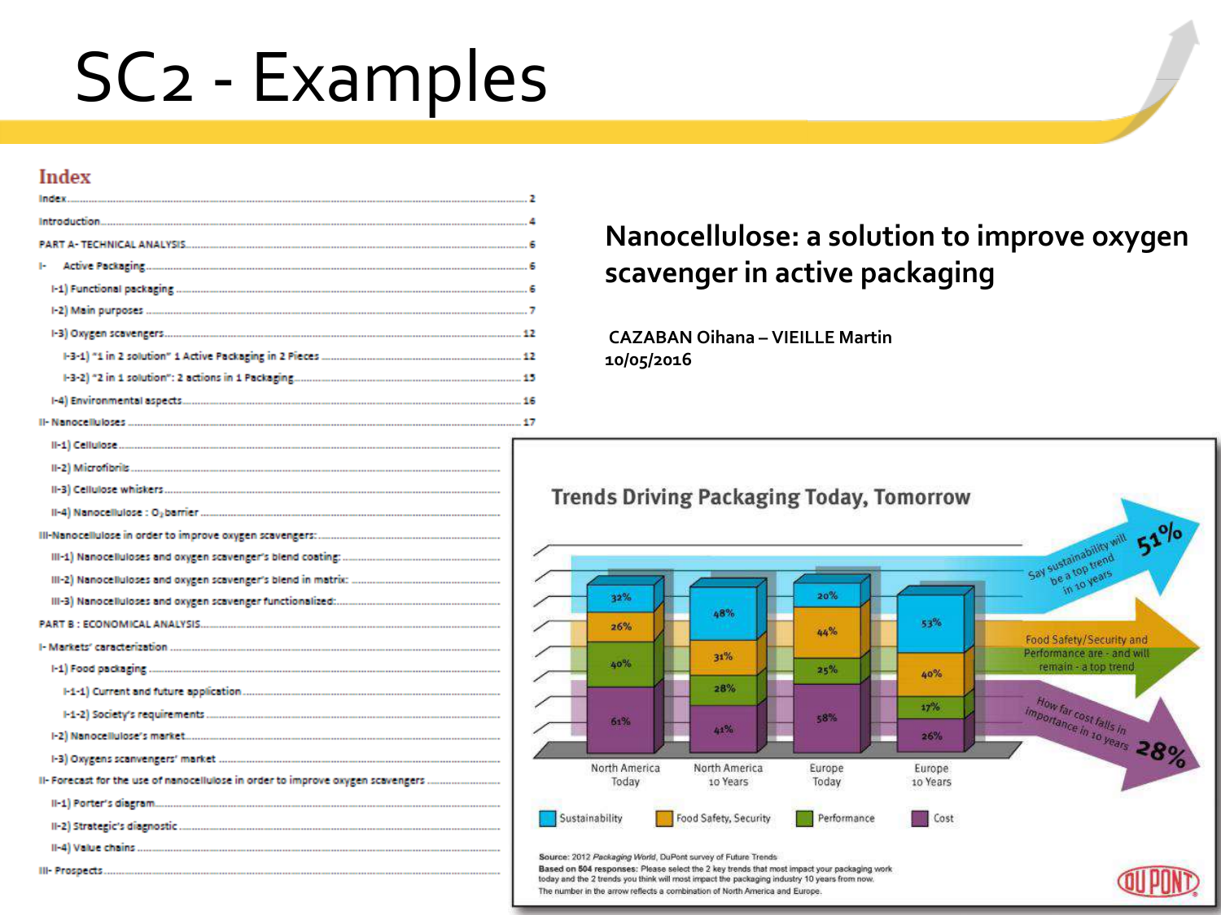# SC2 - Examples

## Index

- Index .......... 2
- Introduction .......... 4
- PART A- TECHNICAL ANALYSIS .......... 6
- I- Active Packaging .......... 6
  - I-1) Functional packaging .......... 6
  - I-2) Main purposes .......... 7
  - I-3) Oxygen scavengers .......... 12
    - I-3-1) "1 in 2 solution" 1 Active Packaging in 2 Pieces .......... 12
    - I-3-2) "2 in 1 solution": 2 actions in 1 Packaging .......... 15
  - I-4) Environmental aspects .......... 16
- II- Nanocelluloses .......... 17
  - II-1) Cellulose
  - II-2) Microfibrils
  - II-3) Cellulose whiskers
  - II-4) Nanocellulose : $O_2$ barrier
- III-Nanocellulose in order to improve oxygen scavengers:
  - III-1) Nanocelluloses and oxygen scavenger's blend coating:
  - III-2) Nanocelluloses and oxygen scavenger's blend in matrix:
  - III-3) Nanocelluloses and oxygen scavenger functionalized:
- PART B : ECONOMICAL ANALYSIS
- I- Markets' caracterization
  - I-1) Food packaging
    - I-1-1) Current and future application
    - I-1-2) Society's requirements
  - I-2) Nanocellulose's market
  - I-3) Oxygens scanvengers' market
- II- Forecast for the use of nanocellulose in order to improve oxygen scavengers
  - II-1) Porter's diagram
  - II-2) Strategic's diagnostic
  - II-4) Value chains
- III- Prospects

**Nanocellulose: a solution to improve oxygen scavenger in active packaging**

**CAZABAN Oihana – VIEILLE Martin**
**10/05/2016**

**Trends Driving Packaging Today, Tomorrow**

| | North America Today | North America 10 Years | Europe Today | Europe 10 Years |
|---|---|---|---|---|
| Sustainability | 32% | 48% | 20% | 53% |
| Food Safety, Security | 26% | 31% | 44% | 40% |
| Performance | 40% | 28% | 25% | 17% |
| Cost | 61% | 41% | 58% | 26% |

- Say sustainability will be a top trend in 10 years: 51%
- Food Safety/Security and Performance are - and will remain - a top trend
- How far cost falls in importance in 10 years: 28%

Source: 2012 *Packaging World*, DuPont survey of Future Trends
**Based on 504 responses:** Please select the 2 key trends that most impact your packaging work today and the 2 trends you think will most impact the packaging industry 10 years from now.
The number in the arrow reflects a combination of North America and Europe.

DUPONT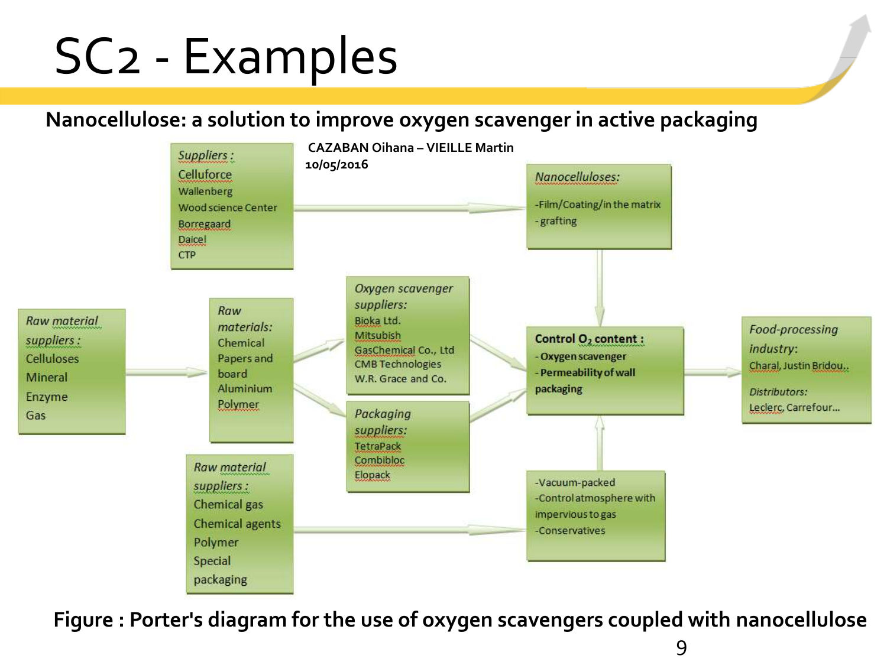# SC2 - Examples

**Nanocellulose: a solution to improve oxygen scavenger in active packaging**

**CAZABAN Oihana – VIEILLE Martin**
**10/05/2016**

*Suppliers :*
Celluforce
Wallenberg
Wood science Center
Borregaard
Daicel
CTP

*Nanocelluloses:*
-Film/Coating/in the matrix
-grafting

*Raw material suppliers :*
Celluloses
Mineral
Enzyme
Gas

*Raw materials:*
Chemical
Papers and board
Aluminium
Polymer

*Oxygen scavenger suppliers:*
Bioka Ltd.
Mitsubish
GasChemical Co., Ltd
CMB Technologies
W.R. Grace and Co.

*Packaging suppliers:*
TetraPack
Combibloc
Elopack

**Control $O_2$ content :**
**-Oxygen scavenger**
**-Permeability of wall packaging**

*Food-processing industry:*
Charal, Justin Bridou..

*Distributors:*
Leclerc, Carrefour...

*Raw material suppliers :*
Chemical gas
Chemical agents
Polymer
Special packaging

-Vacuum-packed
-Control atmosphere with impervious to gas
-Conservatives

**Figure : Porter's diagram for the use of oxygen scavengers coupled with nanocellulose**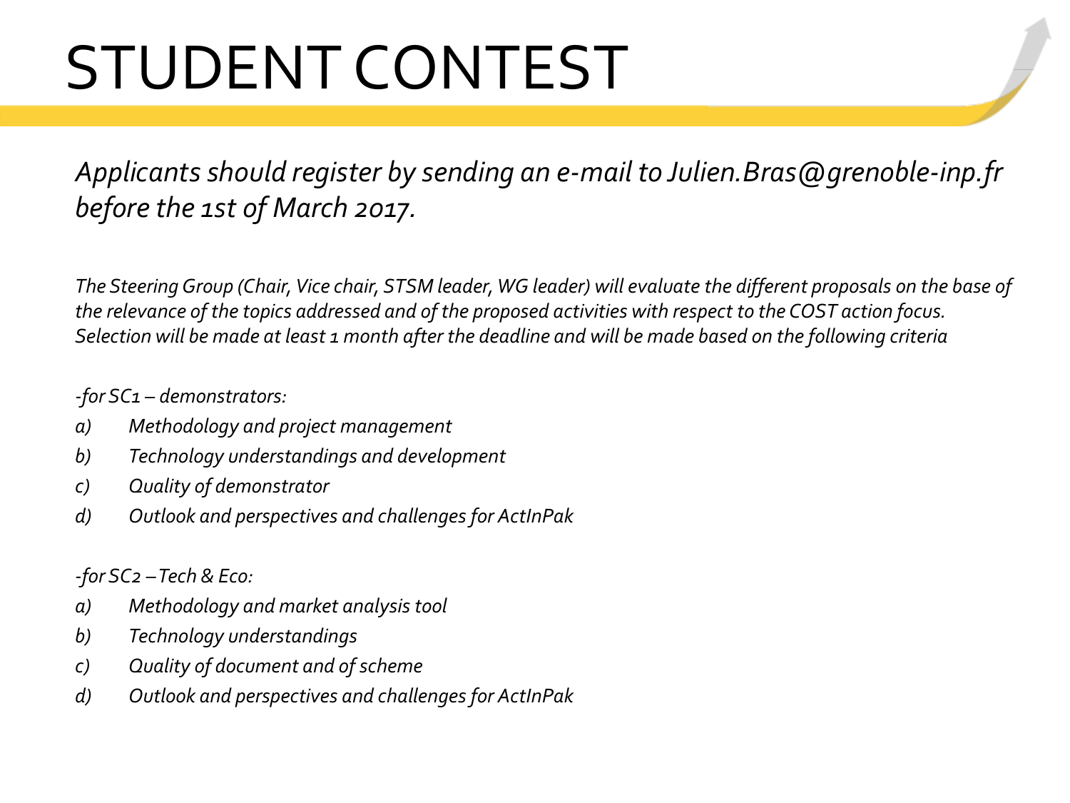# STUDENT CONTEST

*Applicants should register by sending an e-mail to Julien.Bras@grenoble-inp.fr before the 1st of March 2017.*

*The Steering Group (Chair, Vice chair, STSM leader, WG leader) will evaluate the different proposals on the base of the relevance of the topics addressed and of the proposed activities with respect to the COST action focus. Selection will be made at least 1 month after the deadline and will be made based on the following criteria*

*-for SC1 – demonstrators:*

*a) Methodology and project management*

*b) Technology understandings and development*

*c) Quality of demonstrator*

*d) Outlook and perspectives and challenges for ActInPak*

*-for SC2 – Tech & Eco:*

*a) Methodology and market analysis tool*

*b) Technology understandings*

*c) Quality of document and of scheme*

*d) Outlook and perspectives and challenges for ActInPak*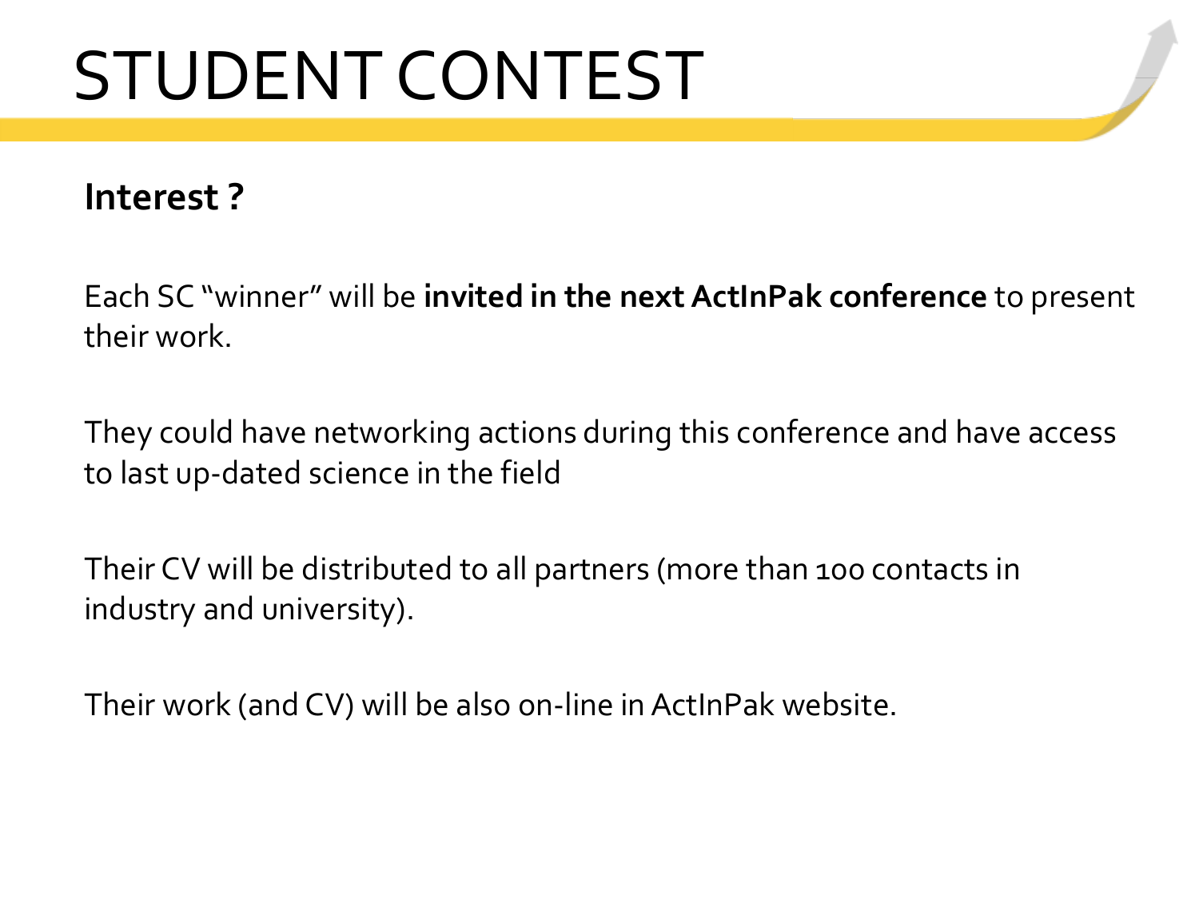# STUDENT CONTEST

**Interest ?**

Each SC "winner" will be **invited in the next ActInPak conference** to present their work.

They could have networking actions during this conference and have access to last up-dated science in the field

Their CV will be distributed to all partners (more than 100 contacts in industry and university).

Their work (and CV) will be also on-line in ActInPak website.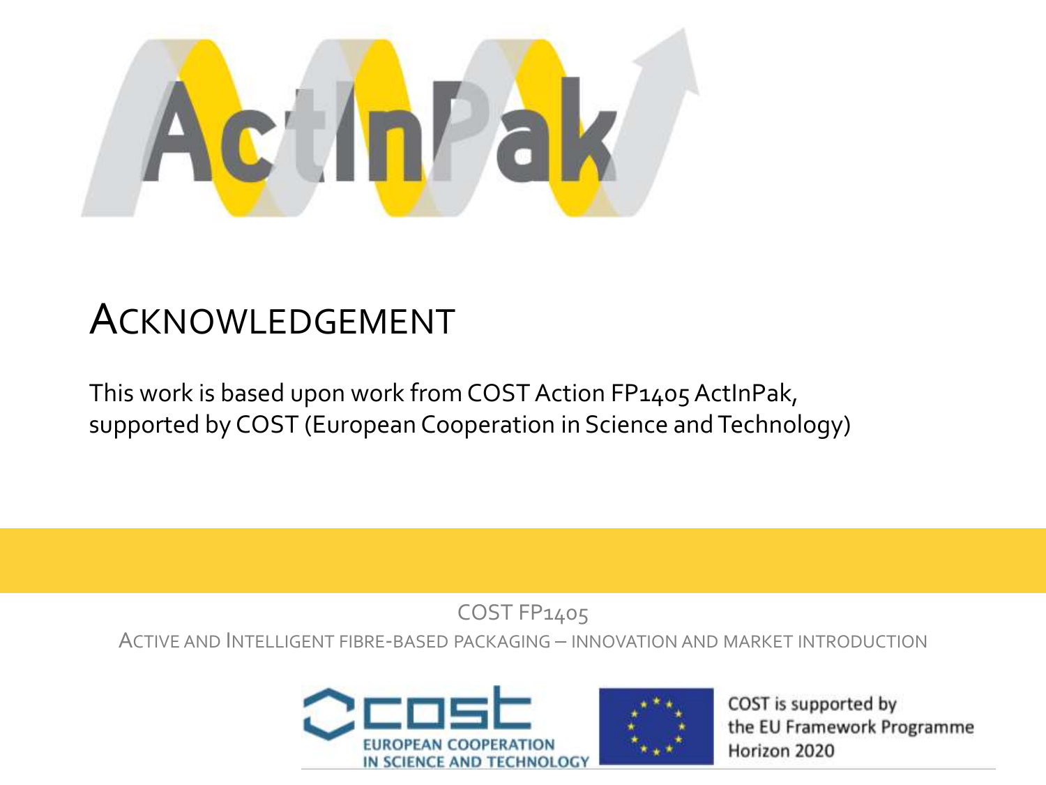# ActInPak

## Acknowledgement

This work is based upon work from COST Action FP1405 ActInPak, supported by COST (European Cooperation in Science and Technology)

COST FP1405

ACTIVE AND INTELLIGENT FIBRE-BASED PACKAGING – INNOVATION AND MARKET INTRODUCTION

COST EUROPEAN COOPERATION IN SCIENCE AND TECHNOLOGY

COST is supported by the EU Framework Programme Horizon 2020